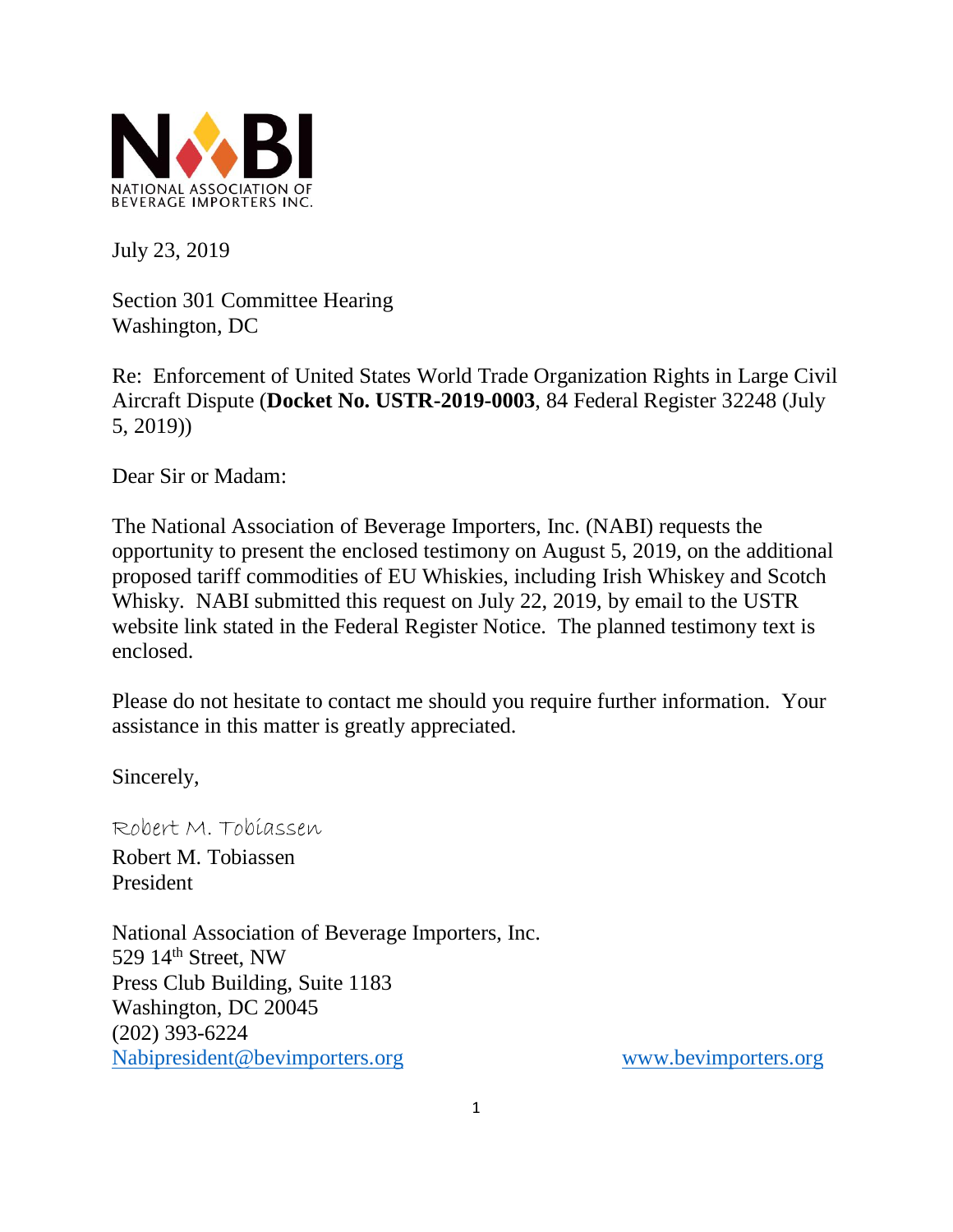NATIONAL ASSOCIATION OF BEVERAGE IMPORTERS INC.

July 23, 2019

Section 301 Committee Hearing
Washington, DC

Re: Enforcement of United States World Trade Organization Rights in Large Civil Aircraft Dispute (**Docket No. USTR-2019-0003**, 84 Federal Register 32248 (July 5, 2019))

Dear Sir or Madam:

The National Association of Beverage Importers, Inc. (NABI) requests the opportunity to present the enclosed testimony on August 5, 2019, on the additional proposed tariff commodities of EU Whiskies, including Irish Whiskey and Scotch Whisky. NABI submitted this request on July 22, 2019, by email to the USTR website link stated in the Federal Register Notice. The planned testimony text is enclosed.

Please do not hesitate to contact me should you require further information. Your assistance in this matter is greatly appreciated.

Sincerely,

*Robert M. Tobiassen*

Robert M. Tobiassen
President

National Association of Beverage Importers, Inc.
529 14th Street, NW
Press Club Building, Suite 1183
Washington, DC 20045
(202) 393-6224
Nabipresident@bevimporters.org

www.bevimporters.org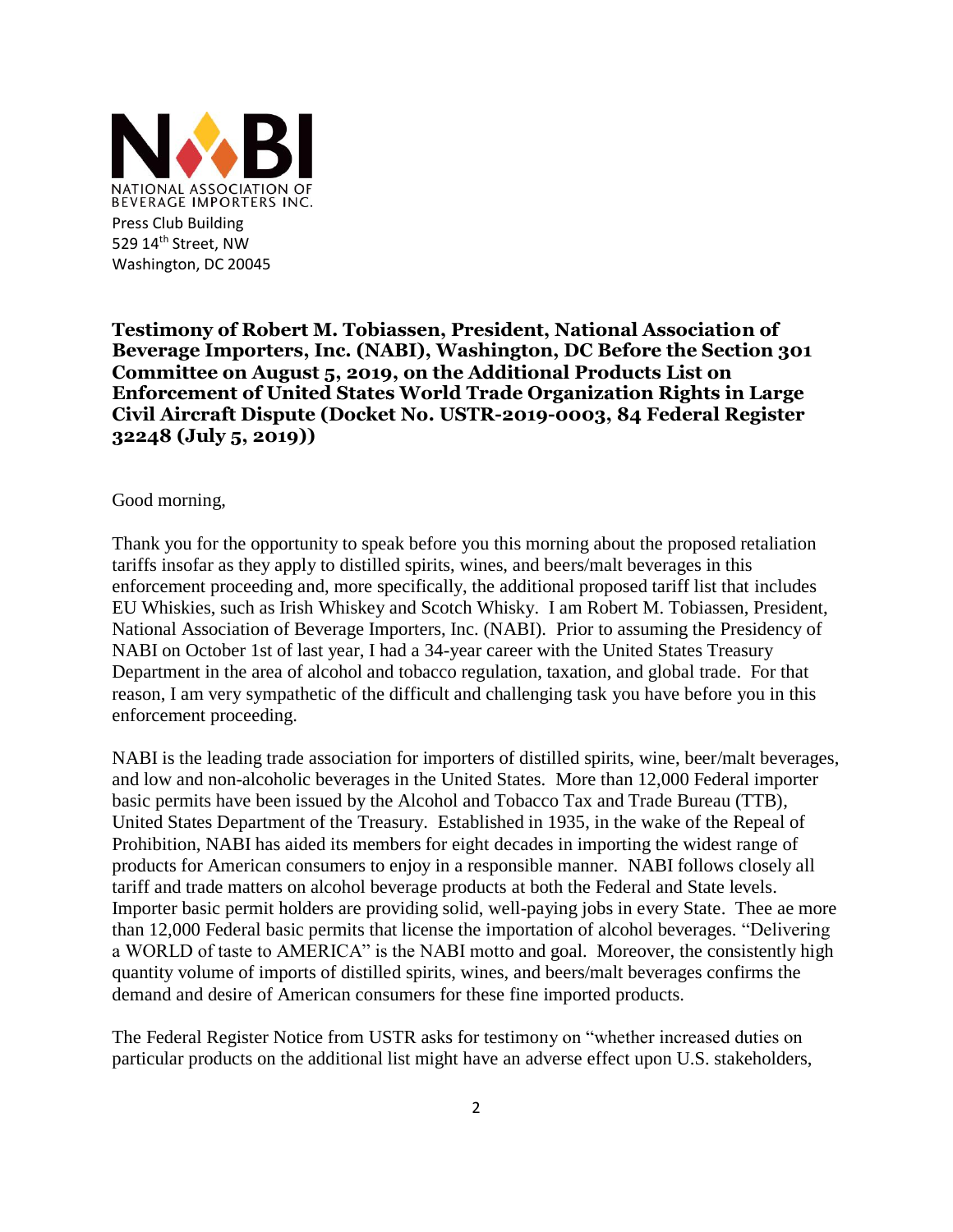NATIONAL ASSOCIATION OF BEVERAGE IMPORTERS INC.

Press Club Building
529 14th Street, NW
Washington, DC 20045

**Testimony of Robert M. Tobiassen, President, National Association of Beverage Importers, Inc. (NABI), Washington, DC Before the Section 301 Committee on August 5, 2019, on the Additional Products List on Enforcement of United States World Trade Organization Rights in Large Civil Aircraft Dispute (Docket No. USTR-2019-0003, 84 Federal Register 32248 (July 5, 2019))**

Good morning,

Thank you for the opportunity to speak before you this morning about the proposed retaliation tariffs insofar as they apply to distilled spirits, wines, and beers/malt beverages in this enforcement proceeding and, more specifically, the additional proposed tariff list that includes EU Whiskies, such as Irish Whiskey and Scotch Whisky. I am Robert M. Tobiassen, President, National Association of Beverage Importers, Inc. (NABI). Prior to assuming the Presidency of NABI on October 1st of last year, I had a 34-year career with the United States Treasury Department in the area of alcohol and tobacco regulation, taxation, and global trade. For that reason, I am very sympathetic of the difficult and challenging task you have before you in this enforcement proceeding.

NABI is the leading trade association for importers of distilled spirits, wine, beer/malt beverages, and low and non-alcoholic beverages in the United States. More than 12,000 Federal importer basic permits have been issued by the Alcohol and Tobacco Tax and Trade Bureau (TTB), United States Department of the Treasury. Established in 1935, in the wake of the Repeal of Prohibition, NABI has aided its members for eight decades in importing the widest range of products for American consumers to enjoy in a responsible manner. NABI follows closely all tariff and trade matters on alcohol beverage products at both the Federal and State levels. Importer basic permit holders are providing solid, well-paying jobs in every State. Thee ae more than 12,000 Federal basic permits that license the importation of alcohol beverages. "Delivering a WORLD of taste to AMERICA" is the NABI motto and goal. Moreover, the consistently high quantity volume of imports of distilled spirits, wines, and beers/malt beverages confirms the demand and desire of American consumers for these fine imported products.

The Federal Register Notice from USTR asks for testimony on "whether increased duties on particular products on the additional list might have an adverse effect upon U.S. stakeholders,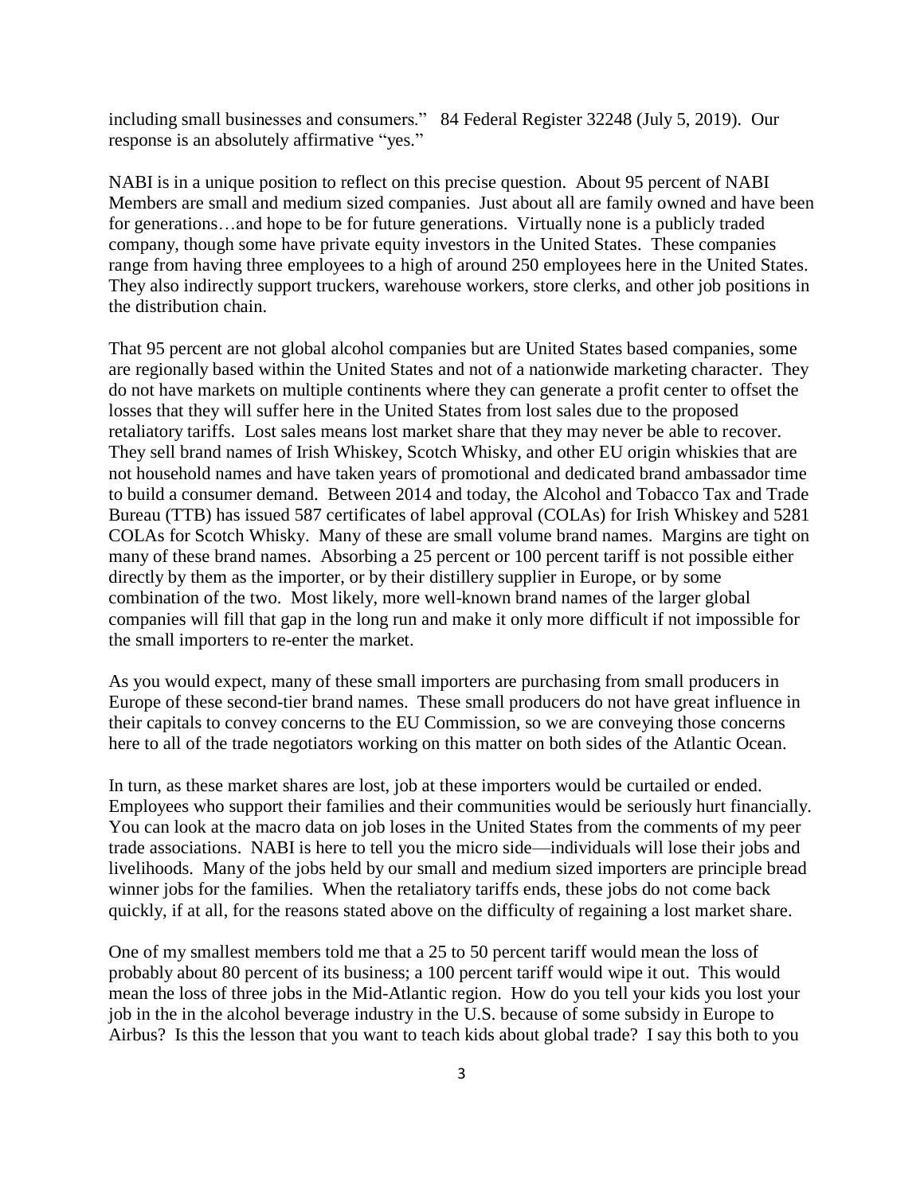including small businesses and consumers." 84 Federal Register 32248 (July 5, 2019). Our response is an absolutely affirmative "yes."

NABI is in a unique position to reflect on this precise question. About 95 percent of NABI Members are small and medium sized companies. Just about all are family owned and have been for generations…and hope to be for future generations. Virtually none is a publicly traded company, though some have private equity investors in the United States. These companies range from having three employees to a high of around 250 employees here in the United States. They also indirectly support truckers, warehouse workers, store clerks, and other job positions in the distribution chain.

That 95 percent are not global alcohol companies but are United States based companies, some are regionally based within the United States and not of a nationwide marketing character. They do not have markets on multiple continents where they can generate a profit center to offset the losses that they will suffer here in the United States from lost sales due to the proposed retaliatory tariffs. Lost sales means lost market share that they may never be able to recover. They sell brand names of Irish Whiskey, Scotch Whisky, and other EU origin whiskies that are not household names and have taken years of promotional and dedicated brand ambassador time to build a consumer demand. Between 2014 and today, the Alcohol and Tobacco Tax and Trade Bureau (TTB) has issued 587 certificates of label approval (COLAs) for Irish Whiskey and 5281 COLAs for Scotch Whisky. Many of these are small volume brand names. Margins are tight on many of these brand names. Absorbing a 25 percent or 100 percent tariff is not possible either directly by them as the importer, or by their distillery supplier in Europe, or by some combination of the two. Most likely, more well-known brand names of the larger global companies will fill that gap in the long run and make it only more difficult if not impossible for the small importers to re-enter the market.

As you would expect, many of these small importers are purchasing from small producers in Europe of these second-tier brand names. These small producers do not have great influence in their capitals to convey concerns to the EU Commission, so we are conveying those concerns here to all of the trade negotiators working on this matter on both sides of the Atlantic Ocean.

In turn, as these market shares are lost, job at these importers would be curtailed or ended. Employees who support their families and their communities would be seriously hurt financially. You can look at the macro data on job loses in the United States from the comments of my peer trade associations. NABI is here to tell you the micro side—individuals will lose their jobs and livelihoods. Many of the jobs held by our small and medium sized importers are principle bread winner jobs for the families. When the retaliatory tariffs ends, these jobs do not come back quickly, if at all, for the reasons stated above on the difficulty of regaining a lost market share.

One of my smallest members told me that a 25 to 50 percent tariff would mean the loss of probably about 80 percent of its business; a 100 percent tariff would wipe it out. This would mean the loss of three jobs in the Mid-Atlantic region. How do you tell your kids you lost your job in the in the alcohol beverage industry in the U.S. because of some subsidy in Europe to Airbus? Is this the lesson that you want to teach kids about global trade? I say this both to you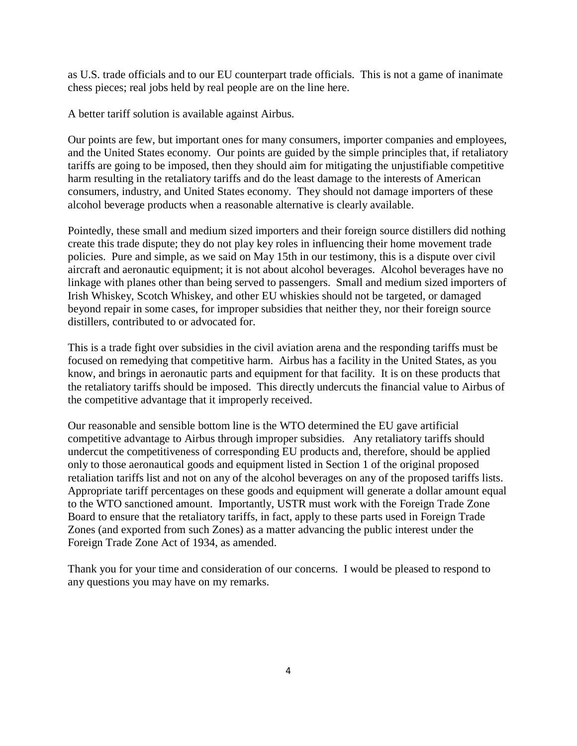as U.S. trade officials and to our EU counterpart trade officials. This is not a game of inanimate chess pieces; real jobs held by real people are on the line here.

A better tariff solution is available against Airbus.

Our points are few, but important ones for many consumers, importer companies and employees, and the United States economy. Our points are guided by the simple principles that, if retaliatory tariffs are going to be imposed, then they should aim for mitigating the unjustifiable competitive harm resulting in the retaliatory tariffs and do the least damage to the interests of American consumers, industry, and United States economy. They should not damage importers of these alcohol beverage products when a reasonable alternative is clearly available.

Pointedly, these small and medium sized importers and their foreign source distillers did nothing create this trade dispute; they do not play key roles in influencing their home movement trade policies. Pure and simple, as we said on May 15th in our testimony, this is a dispute over civil aircraft and aeronautic equipment; it is not about alcohol beverages. Alcohol beverages have no linkage with planes other than being served to passengers. Small and medium sized importers of Irish Whiskey, Scotch Whiskey, and other EU whiskies should not be targeted, or damaged beyond repair in some cases, for improper subsidies that neither they, nor their foreign source distillers, contributed to or advocated for.

This is a trade fight over subsidies in the civil aviation arena and the responding tariffs must be focused on remedying that competitive harm. Airbus has a facility in the United States, as you know, and brings in aeronautic parts and equipment for that facility. It is on these products that the retaliatory tariffs should be imposed. This directly undercuts the financial value to Airbus of the competitive advantage that it improperly received.

Our reasonable and sensible bottom line is the WTO determined the EU gave artificial competitive advantage to Airbus through improper subsidies. Any retaliatory tariffs should undercut the competitiveness of corresponding EU products and, therefore, should be applied only to those aeronautical goods and equipment listed in Section 1 of the original proposed retaliation tariffs list and not on any of the alcohol beverages on any of the proposed tariffs lists. Appropriate tariff percentages on these goods and equipment will generate a dollar amount equal to the WTO sanctioned amount. Importantly, USTR must work with the Foreign Trade Zone Board to ensure that the retaliatory tariffs, in fact, apply to these parts used in Foreign Trade Zones (and exported from such Zones) as a matter advancing the public interest under the Foreign Trade Zone Act of 1934, as amended.

Thank you for your time and consideration of our concerns. I would be pleased to respond to any questions you may have on my remarks.